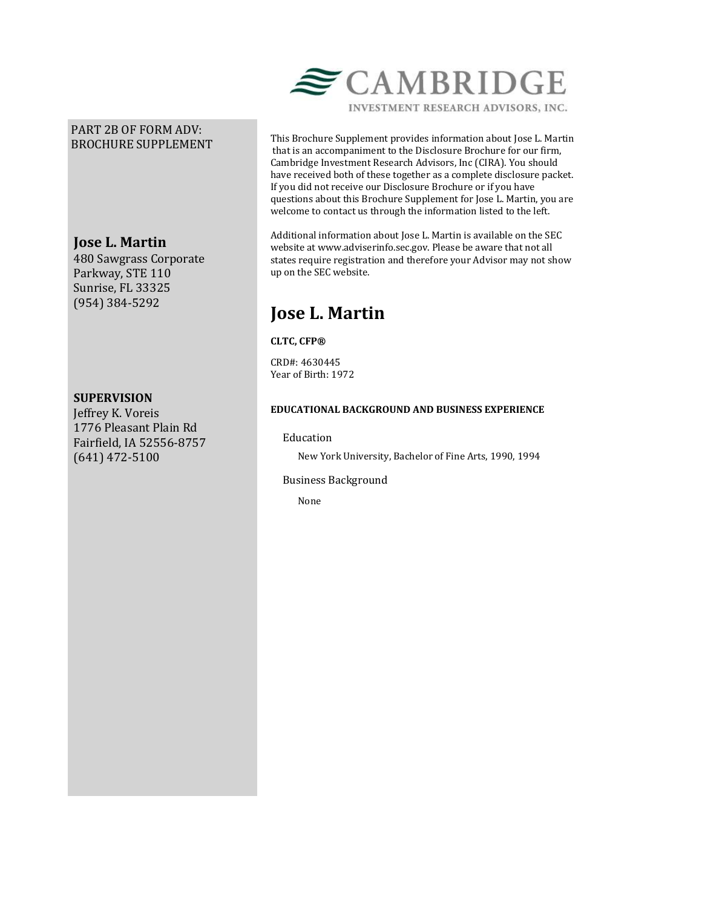CAMBRIDGE
INVESTMENT RESEARCH ADVISORS, INC.

PART 2B OF FORM ADV:
BROCHURE SUPPLEMENT

**Jose L. Martin**
480 Sawgrass Corporate Parkway, STE 110
Sunrise, FL 33325
(954) 384-5292

**SUPERVISION**
Jeffrey K. Voreis
1776 Pleasant Plain Rd
Fairfield, IA 52556-8757
(641) 472-5100

This Brochure Supplement provides information about Jose L. Martin that is an accompaniment to the Disclosure Brochure for our firm, Cambridge Investment Research Advisors, Inc (CIRA). You should have received both of these together as a complete disclosure packet. If you did not receive our Disclosure Brochure or if you have questions about this Brochure Supplement for Jose L. Martin, you are welcome to contact us through the information listed to the left.

Additional information about Jose L. Martin is available on the SEC website at www.adviserinfo.sec.gov. Please be aware that not all states require registration and therefore your Advisor may not show up on the SEC website.

# Jose L. Martin

**CLTC, CFP®**

CRD#: 4630445
Year of Birth: 1972

**EDUCATIONAL BACKGROUND AND BUSINESS EXPERIENCE**

Education

New York University, Bachelor of Fine Arts, 1990, 1994

Business Background

None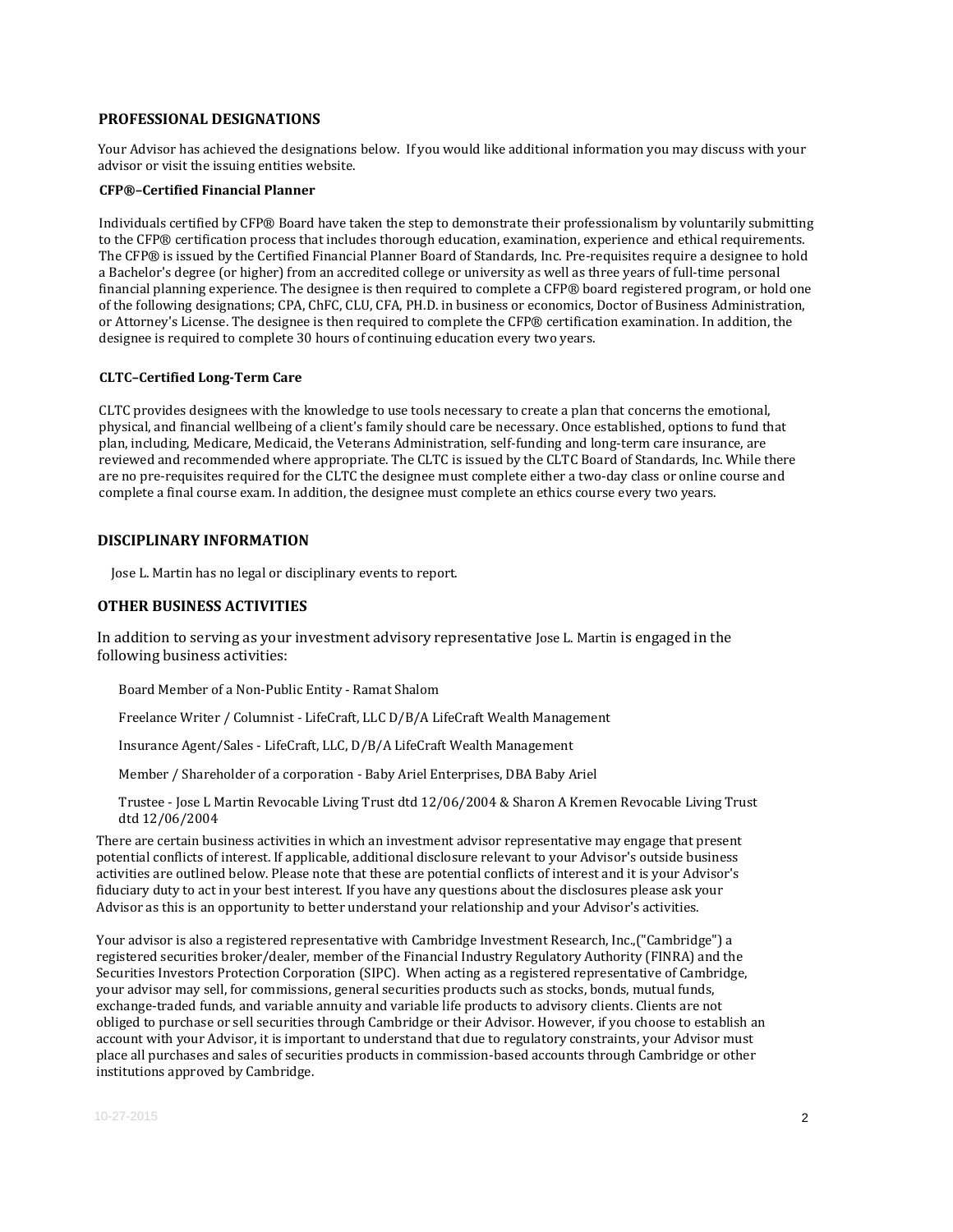## PROFESSIONAL DESIGNATIONS

Your Advisor has achieved the designations below. If you would like additional information you may discuss with your advisor or visit the issuing entities website.

### CFP®–Certified Financial Planner

Individuals certified by CFP® Board have taken the step to demonstrate their professionalism by voluntarily submitting to the CFP® certification process that includes thorough education, examination, experience and ethical requirements. The CFP® is issued by the Certified Financial Planner Board of Standards, Inc. Pre-requisites require a designee to hold a Bachelor's degree (or higher) from an accredited college or university as well as three years of full-time personal financial planning experience. The designee is then required to complete a CFP® board registered program, or hold one of the following designations; CPA, ChFC, CLU, CFA, PH.D. in business or economics, Doctor of Business Administration, or Attorney's License. The designee is then required to complete the CFP® certification examination. In addition, the designee is required to complete 30 hours of continuing education every two years.

### CLTC–Certified Long-Term Care

CLTC provides designees with the knowledge to use tools necessary to create a plan that concerns the emotional, physical, and financial wellbeing of a client's family should care be necessary. Once established, options to fund that plan, including, Medicare, Medicaid, the Veterans Administration, self-funding and long-term care insurance, are reviewed and recommended where appropriate. The CLTC is issued by the CLTC Board of Standards, Inc. While there are no pre-requisites required for the CLTC the designee must complete either a two-day class or online course and complete a final course exam. In addition, the designee must complete an ethics course every two years.

## DISCIPLINARY INFORMATION

Jose L. Martin has no legal or disciplinary events to report.

## OTHER BUSINESS ACTIVITIES

In addition to serving as your investment advisory representative Jose L. Martin is engaged in the following business activities:

Board Member of a Non-Public Entity - Ramat Shalom

Freelance Writer / Columnist - LifeCraft, LLC D/B/A LifeCraft Wealth Management

Insurance Agent/Sales - LifeCraft, LLC, D/B/A LifeCraft Wealth Management

Member / Shareholder of a corporation - Baby Ariel Enterprises, DBA Baby Ariel

Trustee - Jose L Martin Revocable Living Trust dtd 12/06/2004 & Sharon A Kremen Revocable Living Trust dtd 12/06/2004

There are certain business activities in which an investment advisor representative may engage that present potential conflicts of interest. If applicable, additional disclosure relevant to your Advisor's outside business activities are outlined below. Please note that these are potential conflicts of interest and it is your Advisor's fiduciary duty to act in your best interest. If you have any questions about the disclosures please ask your Advisor as this is an opportunity to better understand your relationship and your Advisor's activities.

Your advisor is also a registered representative with Cambridge Investment Research, Inc.,("Cambridge") a registered securities broker/dealer, member of the Financial Industry Regulatory Authority (FINRA) and the Securities Investors Protection Corporation (SIPC). When acting as a registered representative of Cambridge, your advisor may sell, for commissions, general securities products such as stocks, bonds, mutual funds, exchange-traded funds, and variable annuity and variable life products to advisory clients. Clients are not obliged to purchase or sell securities through Cambridge or their Advisor. However, if you choose to establish an account with your Advisor, it is important to understand that due to regulatory constraints, your Advisor must place all purchases and sales of securities products in commission-based accounts through Cambridge or other institutions approved by Cambridge.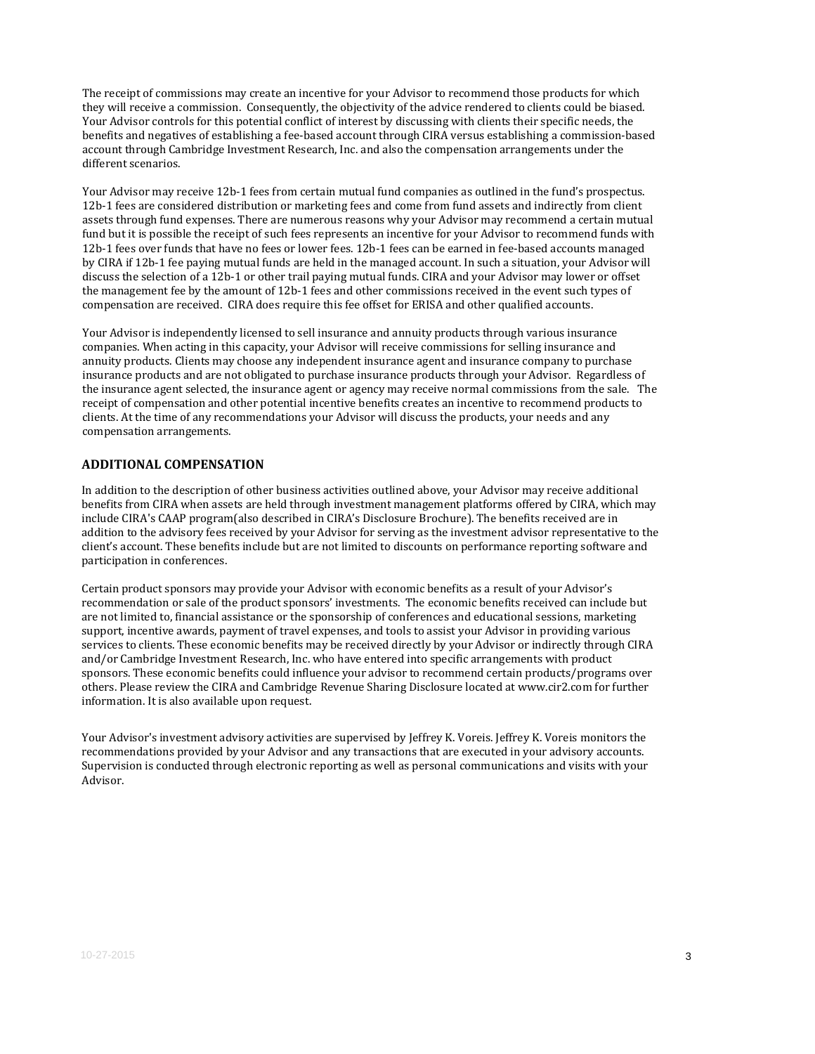The receipt of commissions may create an incentive for your Advisor to recommend those products for which they will receive a commission. Consequently, the objectivity of the advice rendered to clients could be biased. Your Advisor controls for this potential conflict of interest by discussing with clients their specific needs, the benefits and negatives of establishing a fee-based account through CIRA versus establishing a commission-based account through Cambridge Investment Research, Inc. and also the compensation arrangements under the different scenarios.

Your Advisor may receive 12b-1 fees from certain mutual fund companies as outlined in the fund's prospectus. 12b-1 fees are considered distribution or marketing fees and come from fund assets and indirectly from client assets through fund expenses. There are numerous reasons why your Advisor may recommend a certain mutual fund but it is possible the receipt of such fees represents an incentive for your Advisor to recommend funds with 12b-1 fees over funds that have no fees or lower fees. 12b-1 fees can be earned in fee-based accounts managed by CIRA if 12b-1 fee paying mutual funds are held in the managed account. In such a situation, your Advisor will discuss the selection of a 12b-1 or other trail paying mutual funds. CIRA and your Advisor may lower or offset the management fee by the amount of 12b-1 fees and other commissions received in the event such types of compensation are received. CIRA does require this fee offset for ERISA and other qualified accounts.

Your Advisor is independently licensed to sell insurance and annuity products through various insurance companies. When acting in this capacity, your Advisor will receive commissions for selling insurance and annuity products. Clients may choose any independent insurance agent and insurance company to purchase insurance products and are not obligated to purchase insurance products through your Advisor. Regardless of the insurance agent selected, the insurance agent or agency may receive normal commissions from the sale. The receipt of compensation and other potential incentive benefits creates an incentive to recommend products to clients. At the time of any recommendations your Advisor will discuss the products, your needs and any compensation arrangements.

## ADDITIONAL COMPENSATION

In addition to the description of other business activities outlined above, your Advisor may receive additional benefits from CIRA when assets are held through investment management platforms offered by CIRA, which may include CIRA's CAAP program(also described in CIRA's Disclosure Brochure). The benefits received are in addition to the advisory fees received by your Advisor for serving as the investment advisor representative to the client's account. These benefits include but are not limited to discounts on performance reporting software and participation in conferences.

Certain product sponsors may provide your Advisor with economic benefits as a result of your Advisor's recommendation or sale of the product sponsors' investments. The economic benefits received can include but are not limited to, financial assistance or the sponsorship of conferences and educational sessions, marketing support, incentive awards, payment of travel expenses, and tools to assist your Advisor in providing various services to clients. These economic benefits may be received directly by your Advisor or indirectly through CIRA and/or Cambridge Investment Research, Inc. who have entered into specific arrangements with product sponsors. These economic benefits could influence your advisor to recommend certain products/programs over others. Please review the CIRA and Cambridge Revenue Sharing Disclosure located at www.cir2.com for further information. It is also available upon request.

Your Advisor's investment advisory activities are supervised by Jeffrey K. Voreis. Jeffrey K. Voreis monitors the recommendations provided by your Advisor and any transactions that are executed in your advisory accounts. Supervision is conducted through electronic reporting as well as personal communications and visits with your Advisor.